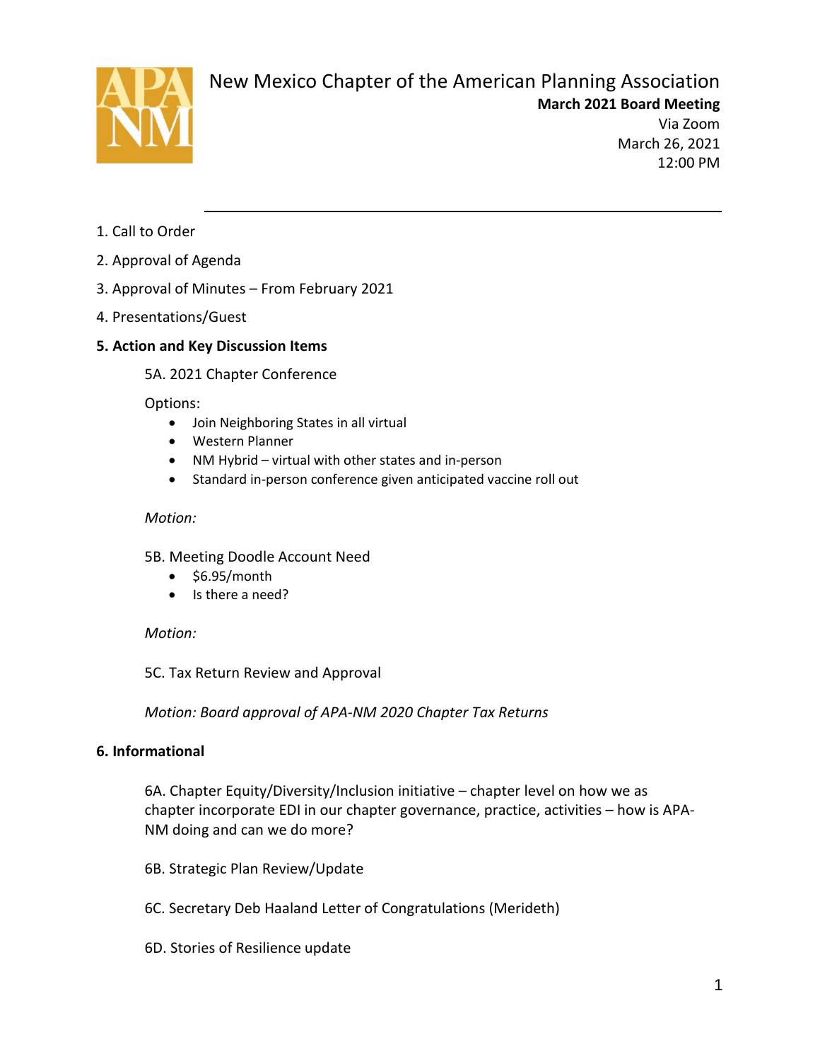# New Mexico Chapter of the American Planning Association

**March 2021 Board Meeting**

Via Zoom
March 26, 2021
12:00 PM

---

1. Call to Order
2. Approval of Agenda
3. Approval of Minutes – From February 2021
4. Presentations/Guest

**5. Action and Key Discussion Items**

5A. 2021 Chapter Conference

Options:

- Join Neighboring States in all virtual
- Western Planner
- NM Hybrid – virtual with other states and in-person
- Standard in-person conference given anticipated vaccine roll out

*Motion:*

5B. Meeting Doodle Account Need

- $6.95/month
- Is there a need?

*Motion:*

5C. Tax Return Review and Approval

*Motion: Board approval of APA-NM 2020 Chapter Tax Returns*

**6. Informational**

6A. Chapter Equity/Diversity/Inclusion initiative – chapter level on how we as chapter incorporate EDI in our chapter governance, practice, activities – how is APA-NM doing and can we do more?

6B. Strategic Plan Review/Update

6C. Secretary Deb Haaland Letter of Congratulations (Merideth)

6D. Stories of Resilience update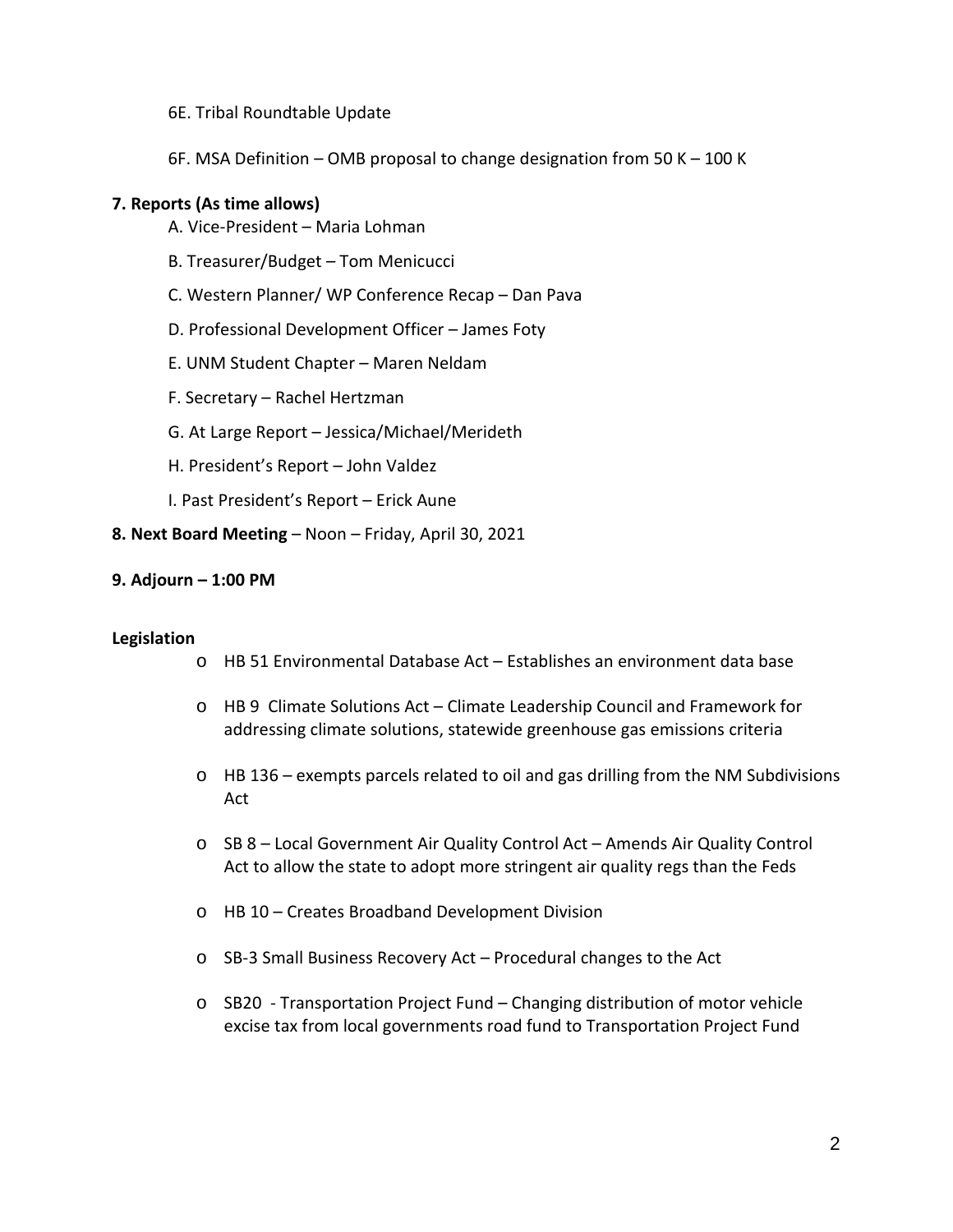6E. Tribal Roundtable Update

6F. MSA Definition – OMB proposal to change designation from 50 K – 100 K

**7. Reports (As time allows)**

A. Vice-President – Maria Lohman

B. Treasurer/Budget – Tom Menicucci

C. Western Planner/ WP Conference Recap – Dan Pava

D. Professional Development Officer – James Foty

E. UNM Student Chapter – Maren Neldam

F. Secretary – Rachel Hertzman

G. At Large Report – Jessica/Michael/Merideth

H. President's Report – John Valdez

I. Past President's Report – Erick Aune

**8. Next Board Meeting** – Noon – Friday, April 30, 2021

**9. Adjourn – 1:00 PM**

**Legislation**

- HB 51 Environmental Database Act – Establishes an environment data base
- HB 9 Climate Solutions Act – Climate Leadership Council and Framework for addressing climate solutions, statewide greenhouse gas emissions criteria
- HB 136 – exempts parcels related to oil and gas drilling from the NM Subdivisions Act
- SB 8 – Local Government Air Quality Control Act – Amends Air Quality Control Act to allow the state to adopt more stringent air quality regs than the Feds
- HB 10 – Creates Broadband Development Division
- SB-3 Small Business Recovery Act – Procedural changes to the Act
- SB20 - Transportation Project Fund – Changing distribution of motor vehicle excise tax from local governments road fund to Transportation Project Fund